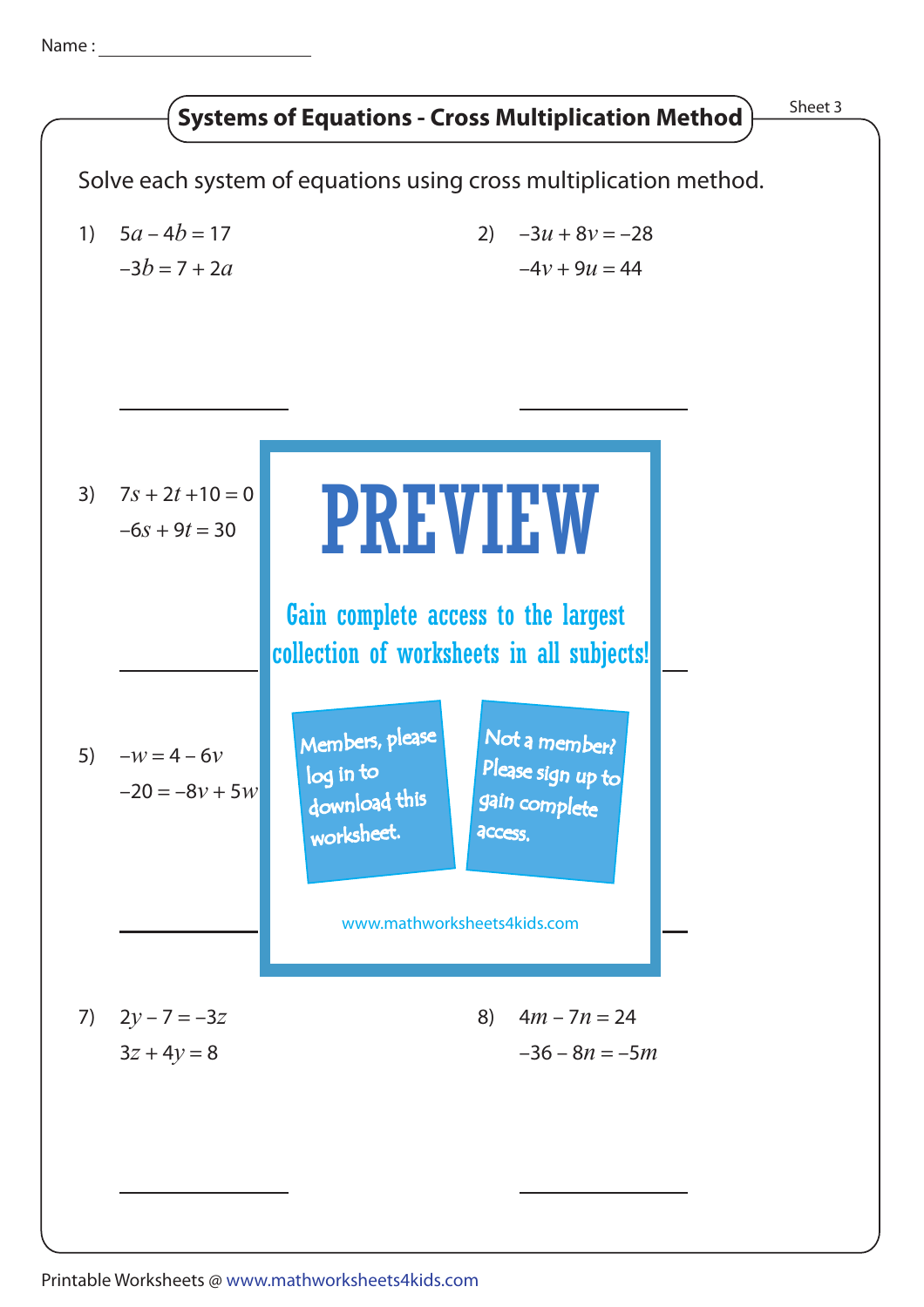Name : ____________________

## Systems of Equations - Cross Multiplication Method

Sheet 3

Solve each system of equations using cross multiplication method.

1) $5a - 4b = 17$
   $-3b = 7 + 2a$

2) $-3u + 8v = -28$
   $-4v + 9u = 44$

3) $7s + 2t + 10 = 0$
   $-6s + 9t = 30$

# PREVIEW

Gain complete access to the largest collection of worksheets in all subjects!

Members, please log in to download this worksheet.

Not a member? Please sign up to gain complete access.

www.mathworksheets4kids.com

5) $-w = 4 - 6v$
   $-20 = -8v + 5w$

7) $2y - 7 = -3z$
   $3z + 4y = 8$

8) $4m - 7n = 24$
   $-36 - 8n = -5m$

Printable Worksheets @ www.mathworksheets4kids.com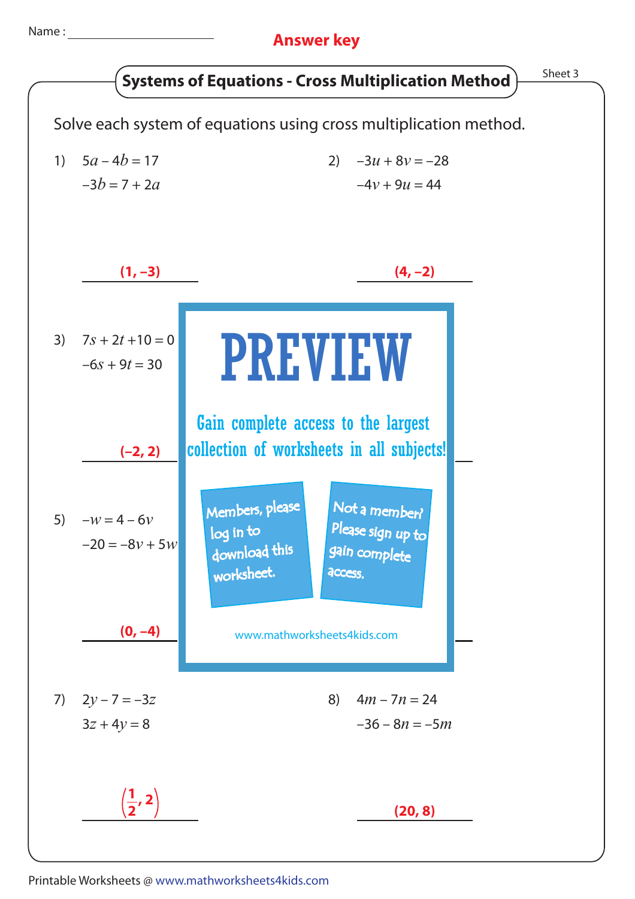Name :

**Answer key**

## Systems of Equations - Cross Multiplication Method

Sheet 3

Solve each system of equations using cross multiplication method.

1) $5a - 4b = 17$

$-3b = 7 + 2a$

**(1, –3)**

2) $-3u + 8v = -28$

$-4v + 9u = 44$

**(4, –2)**

3) $7s + 2t + 10 = 0$

$-6s + 9t = 30$

**(–2, 2)**

PREVIEW

Gain complete access to the largest collection of worksheets in all subjects!

Members, please log in to download this worksheet.

Not a member? Please sign up to gain complete access.

www.mathworksheets4kids.com

5) $-w = 4 - 6v$

$-20 = -8v + 5w$

**(0, –4)**

7) $2y - 7 = -3z$

$3z + 4y = 8$

$\left(\frac{1}{2}, 2\right)$

8) $4m - 7n = 24$

$-36 - 8n = -5m$

**(20, 8)**